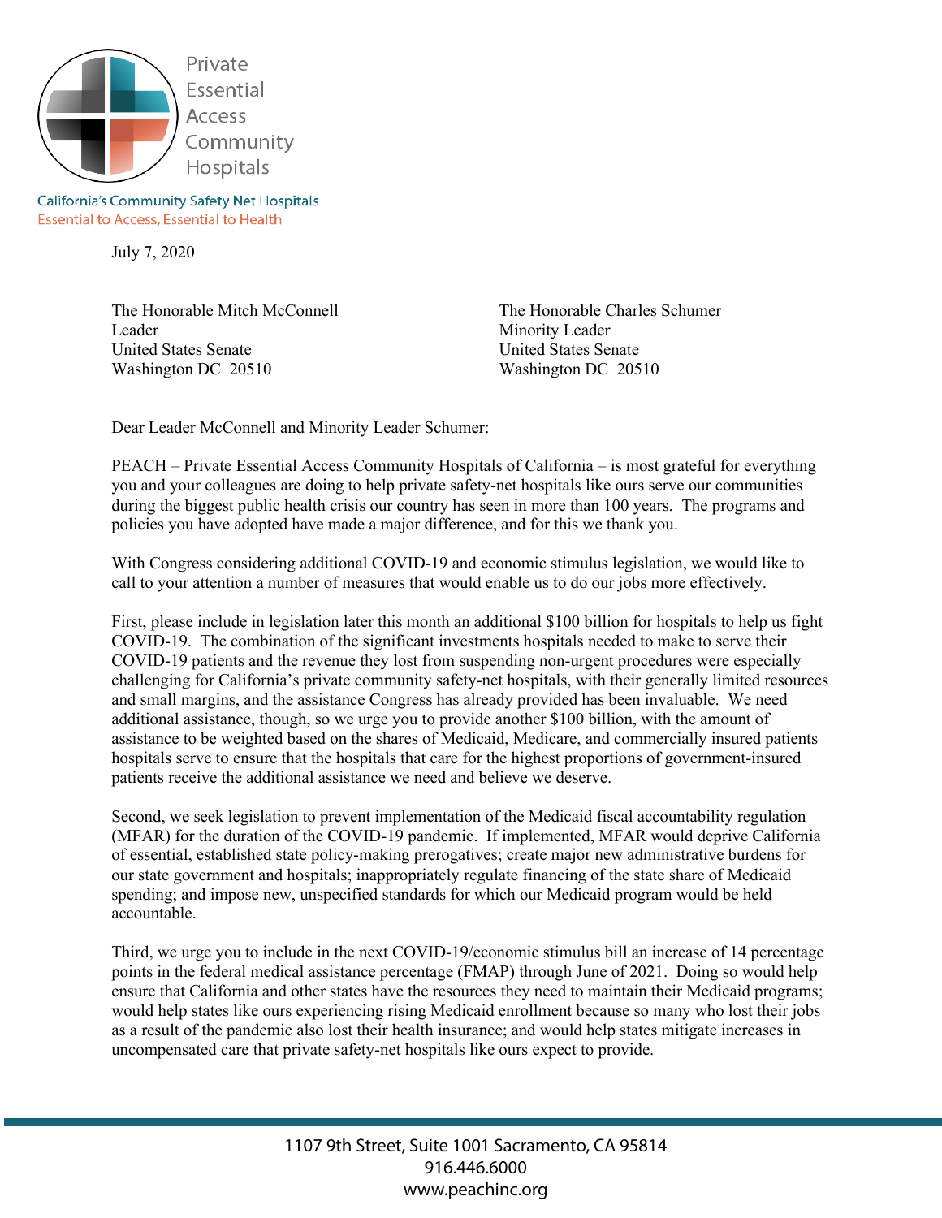Private
Essential
Access
Community
Hospitals

California's Community Safety Net Hospitals
Essential to Access, Essential to Health

July 7, 2020

The Honorable Mitch McConnell
Leader
United States Senate
Washington DC 20510

The Honorable Charles Schumer
Minority Leader
United States Senate
Washington DC 20510

Dear Leader McConnell and Minority Leader Schumer:

PEACH – Private Essential Access Community Hospitals of California – is most grateful for everything you and your colleagues are doing to help private safety-net hospitals like ours serve our communities during the biggest public health crisis our country has seen in more than 100 years. The programs and policies you have adopted have made a major difference, and for this we thank you.

With Congress considering additional COVID-19 and economic stimulus legislation, we would like to call to your attention a number of measures that would enable us to do our jobs more effectively.

First, please include in legislation later this month an additional $100 billion for hospitals to help us fight COVID-19. The combination of the significant investments hospitals needed to make to serve their COVID-19 patients and the revenue they lost from suspending non-urgent procedures were especially challenging for California's private community safety-net hospitals, with their generally limited resources and small margins, and the assistance Congress has already provided has been invaluable. We need additional assistance, though, so we urge you to provide another $100 billion, with the amount of assistance to be weighted based on the shares of Medicaid, Medicare, and commercially insured patients hospitals serve to ensure that the hospitals that care for the highest proportions of government-insured patients receive the additional assistance we need and believe we deserve.

Second, we seek legislation to prevent implementation of the Medicaid fiscal accountability regulation (MFAR) for the duration of the COVID-19 pandemic. If implemented, MFAR would deprive California of essential, established state policy-making prerogatives; create major new administrative burdens for our state government and hospitals; inappropriately regulate financing of the state share of Medicaid spending; and impose new, unspecified standards for which our Medicaid program would be held accountable.

Third, we urge you to include in the next COVID-19/economic stimulus bill an increase of 14 percentage points in the federal medical assistance percentage (FMAP) through June of 2021. Doing so would help ensure that California and other states have the resources they need to maintain their Medicaid programs; would help states like ours experiencing rising Medicaid enrollment because so many who lost their jobs as a result of the pandemic also lost their health insurance; and would help states mitigate increases in uncompensated care that private safety-net hospitals like ours expect to provide.

1107 9th Street, Suite 1001 Sacramento, CA 95814
916.446.6000
www.peachinc.org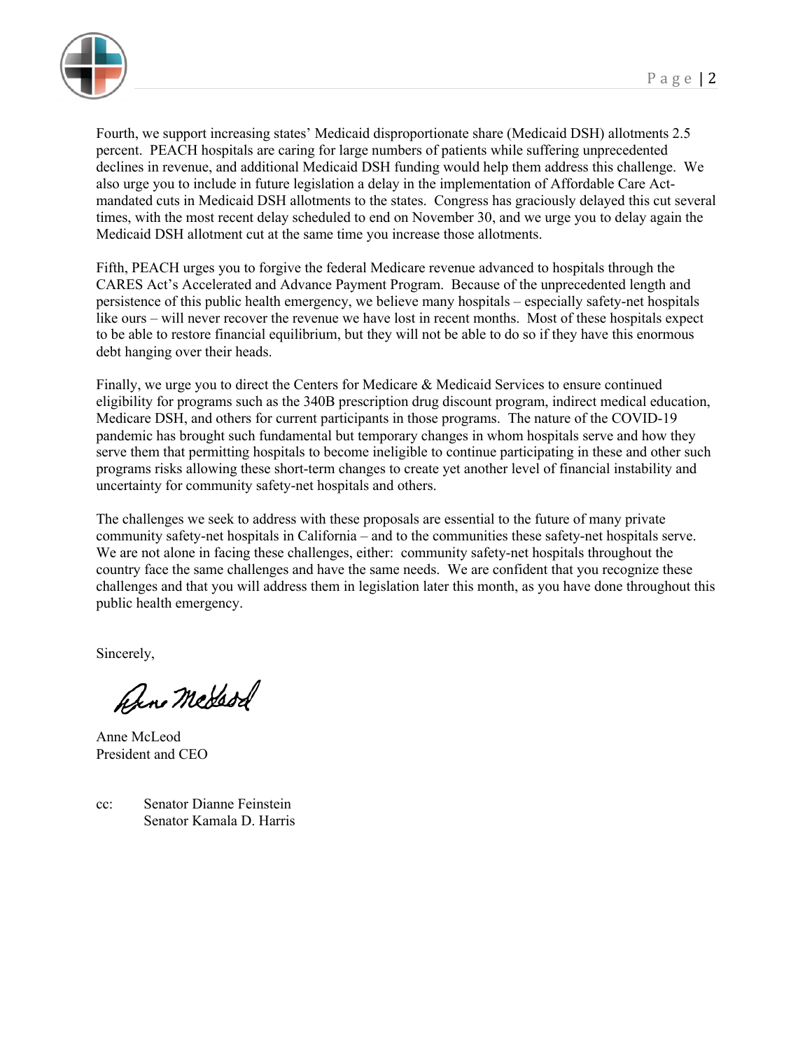Fourth, we support increasing states' Medicaid disproportionate share (Medicaid DSH) allotments 2.5 percent. PEACH hospitals are caring for large numbers of patients while suffering unprecedented declines in revenue, and additional Medicaid DSH funding would help them address this challenge. We also urge you to include in future legislation a delay in the implementation of Affordable Care Act-mandated cuts in Medicaid DSH allotments to the states. Congress has graciously delayed this cut several times, with the most recent delay scheduled to end on November 30, and we urge you to delay again the Medicaid DSH allotment cut at the same time you increase those allotments.

Fifth, PEACH urges you to forgive the federal Medicare revenue advanced to hospitals through the CARES Act's Accelerated and Advance Payment Program. Because of the unprecedented length and persistence of this public health emergency, we believe many hospitals – especially safety-net hospitals like ours – will never recover the revenue we have lost in recent months. Most of these hospitals expect to be able to restore financial equilibrium, but they will not be able to do so if they have this enormous debt hanging over their heads.

Finally, we urge you to direct the Centers for Medicare & Medicaid Services to ensure continued eligibility for programs such as the 340B prescription drug discount program, indirect medical education, Medicare DSH, and others for current participants in those programs. The nature of the COVID-19 pandemic has brought such fundamental but temporary changes in whom hospitals serve and how they serve them that permitting hospitals to become ineligible to continue participating in these and other such programs risks allowing these short-term changes to create yet another level of financial instability and uncertainty for community safety-net hospitals and others.

The challenges we seek to address with these proposals are essential to the future of many private community safety-net hospitals in California – and to the communities these safety-net hospitals serve. We are not alone in facing these challenges, either: community safety-net hospitals throughout the country face the same challenges and have the same needs. We are confident that you recognize these challenges and that you will address them in legislation later this month, as you have done throughout this public health emergency.

Sincerely,

Anne McLeod
President and CEO

cc: Senator Dianne Feinstein
Senator Kamala D. Harris